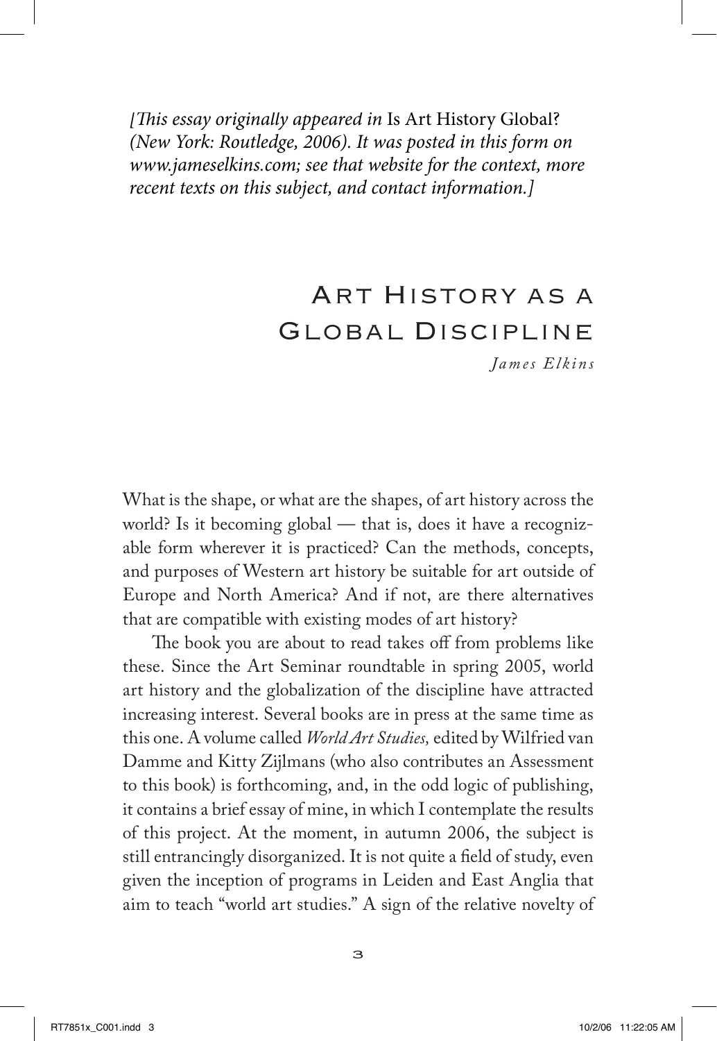*[This essay originally appeared in* Is Art History Global? *(New York: Routledge, 2006). It was posted in this form on www.jameselkins.com; see that website for the context, more recent texts on this subject, and contact information.]*

# Art History as a Global Discipline

*James Elkins*

What is the shape, or what are the shapes, of art history across the world? Is it becoming global — that is, does it have a recognizable form wherever it is practiced? Can the methods, concepts, and purposes of Western art history be suitable for art outside of Europe and North America? And if not, are there alternatives that are compatible with existing modes of art history?

The book you are about to read takes off from problems like these. Since the Art Seminar roundtable in spring 2005, world art history and the globalization of the discipline have attracted increasing interest. Several books are in press at the same time as this one. A volume called *World Art Studies,* edited by Wilfried van Damme and Kitty Zijlmans (who also contributes an Assessment to this book) is forthcoming, and, in the odd logic of publishing, it contains a brief essay of mine, in which I contemplate the results of this project. At the moment, in autumn 2006, the subject is still entrancingly disorganized. It is not quite a field of study, even given the inception of programs in Leiden and East Anglia that aim to teach "world art studies." A sign of the relative novelty of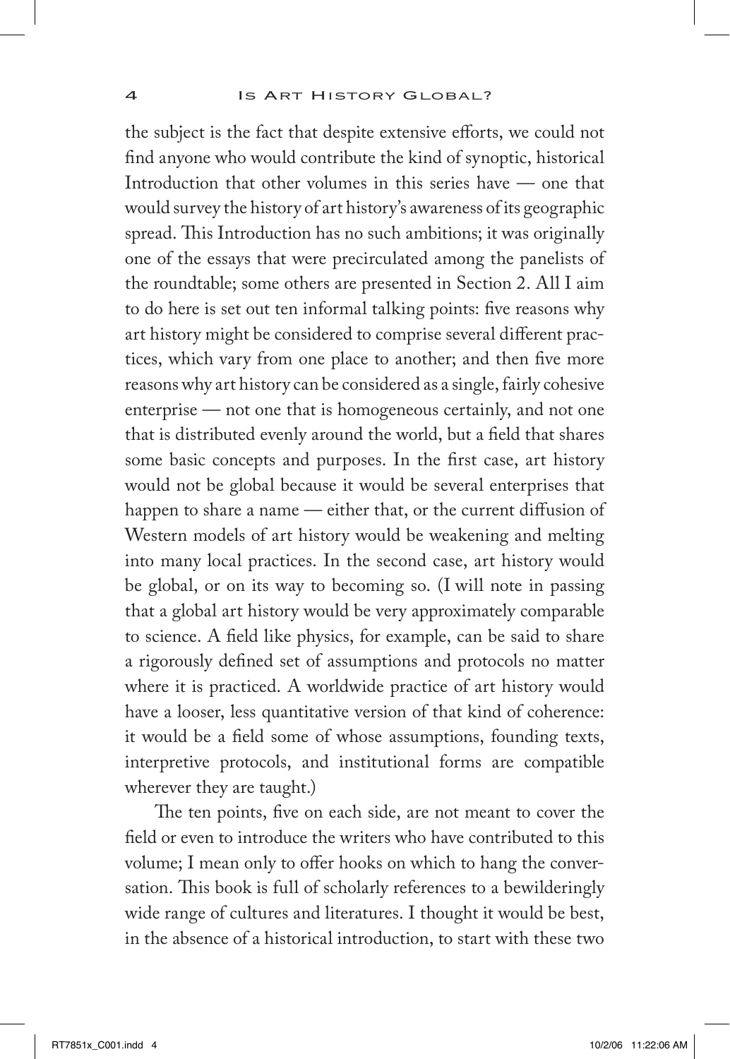the subject is the fact that despite extensive efforts, we could not find anyone who would contribute the kind of synoptic, historical Introduction that other volumes in this series have — one that would survey the history of art history's awareness of its geographic spread. This Introduction has no such ambitions; it was originally one of the essays that were precirculated among the panelists of the roundtable; some others are presented in Section 2. All I aim to do here is set out ten informal talking points: five reasons why art history might be considered to comprise several different practices, which vary from one place to another; and then five more reasons why art history can be considered as a single, fairly cohesive enterprise — not one that is homogeneous certainly, and not one that is distributed evenly around the world, but a field that shares some basic concepts and purposes. In the first case, art history would not be global because it would be several enterprises that happen to share a name — either that, or the current diffusion of Western models of art history would be weakening and melting into many local practices. In the second case, art history would be global, or on its way to becoming so. (I will note in passing that a global art history would be very approximately comparable to science. A field like physics, for example, can be said to share a rigorously defined set of assumptions and protocols no matter where it is practiced. A worldwide practice of art history would have a looser, less quantitative version of that kind of coherence: it would be a field some of whose assumptions, founding texts, interpretive protocols, and institutional forms are compatible wherever they are taught.)

The ten points, five on each side, are not meant to cover the field or even to introduce the writers who have contributed to this volume; I mean only to offer hooks on which to hang the conversation. This book is full of scholarly references to a bewilderingly wide range of cultures and literatures. I thought it would be best, in the absence of a historical introduction, to start with these two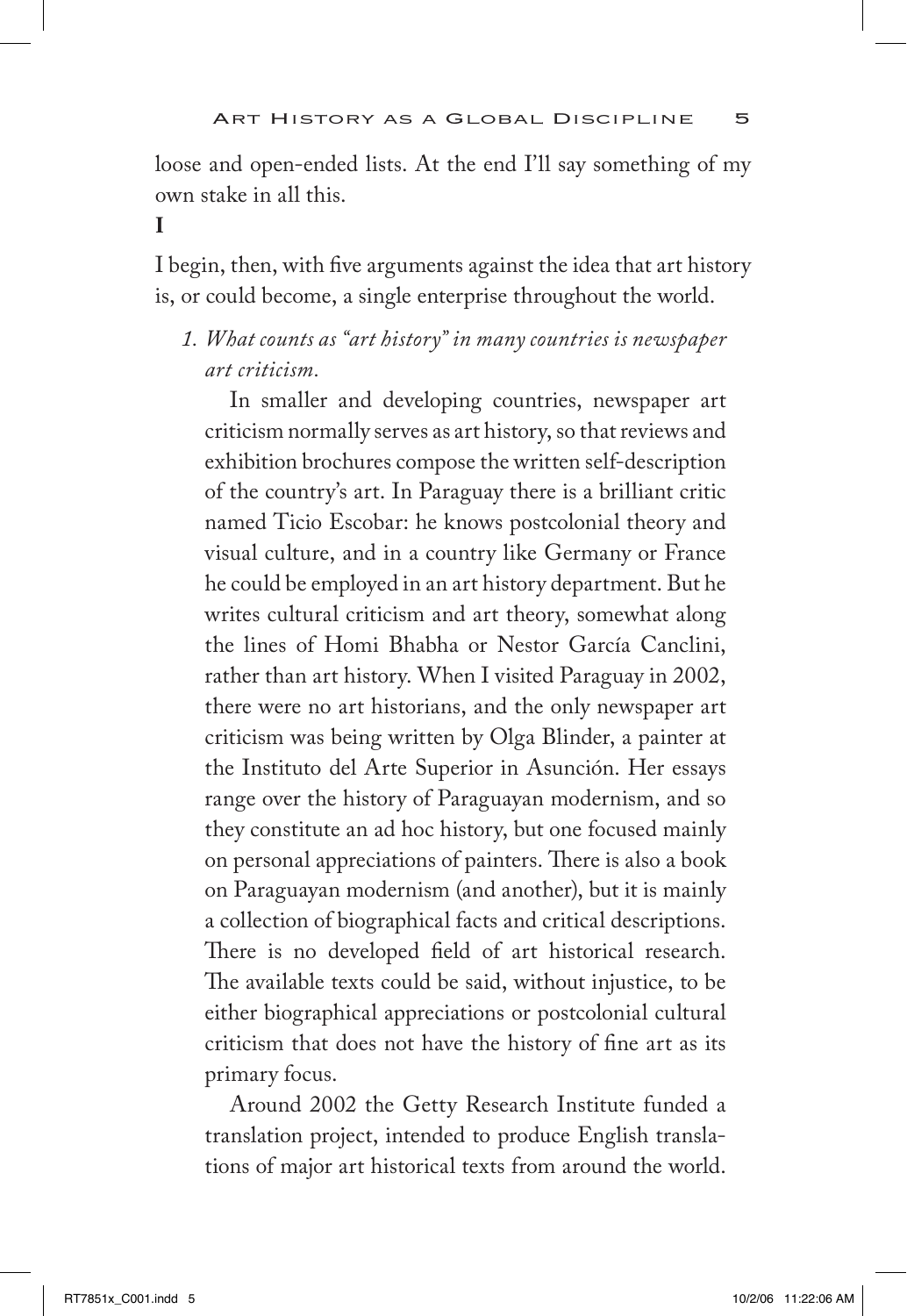loose and open-ended lists. At the end I'll say something of my own stake in all this.

## I

I begin, then, with five arguments against the idea that art history is, or could become, a single enterprise throughout the world.

1. *What counts as "art history" in many countries is newspaper art criticism.*

   In smaller and developing countries, newspaper art criticism normally serves as art history, so that reviews and exhibition brochures compose the written self-description of the country's art. In Paraguay there is a brilliant critic named Ticio Escobar: he knows postcolonial theory and visual culture, and in a country like Germany or France he could be employed in an art history department. But he writes cultural criticism and art theory, somewhat along the lines of Homi Bhabha or Nestor García Canclini, rather than art history. When I visited Paraguay in 2002, there were no art historians, and the only newspaper art criticism was being written by Olga Blinder, a painter at the Instituto del Arte Superior in Asunción. Her essays range over the history of Paraguayan modernism, and so they constitute an ad hoc history, but one focused mainly on personal appreciations of painters. There is also a book on Paraguayan modernism (and another), but it is mainly a collection of biographical facts and critical descriptions. There is no developed field of art historical research. The available texts could be said, without injustice, to be either biographical appreciations or postcolonial cultural criticism that does not have the history of fine art as its primary focus.

   Around 2002 the Getty Research Institute funded a translation project, intended to produce English translations of major art historical texts from around the world.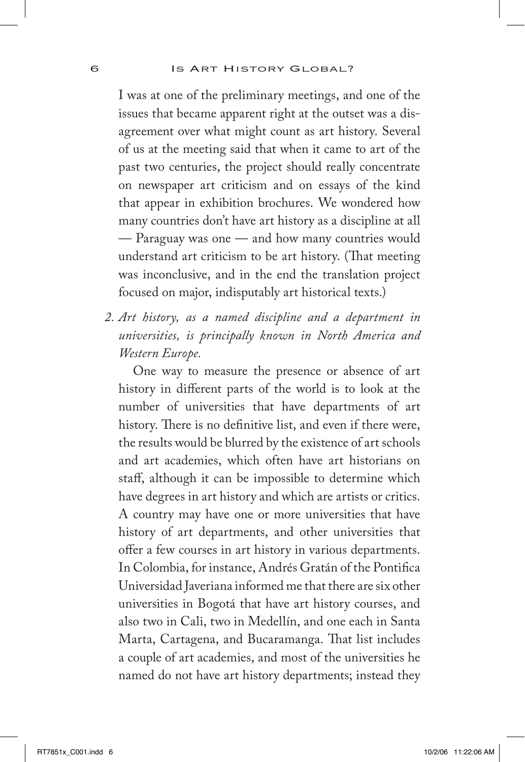I was at one of the preliminary meetings, and one of the issues that became apparent right at the outset was a disagreement over what might count as art history. Several of us at the meeting said that when it came to art of the past two centuries, the project should really concentrate on newspaper art criticism and on essays of the kind that appear in exhibition brochures. We wondered how many countries don't have art history as a discipline at all — Paraguay was one — and how many countries would understand art criticism to be art history. (That meeting was inconclusive, and in the end the translation project focused on major, indisputably art historical texts.)

2. *Art history, as a named discipline and a department in universities, is principally known in North America and Western Europe.*

One way to measure the presence or absence of art history in different parts of the world is to look at the number of universities that have departments of art history. There is no definitive list, and even if there were, the results would be blurred by the existence of art schools and art academies, which often have art historians on staff, although it can be impossible to determine which have degrees in art history and which are artists or critics. A country may have one or more universities that have history of art departments, and other universities that offer a few courses in art history in various departments. In Colombia, for instance, Andrés Gratán of the Pontifica Universidad Javeriana informed me that there are six other universities in Bogotá that have art history courses, and also two in Cali, two in Medellín, and one each in Santa Marta, Cartagena, and Bucaramanga. That list includes a couple of art academies, and most of the universities he named do not have art history departments; instead they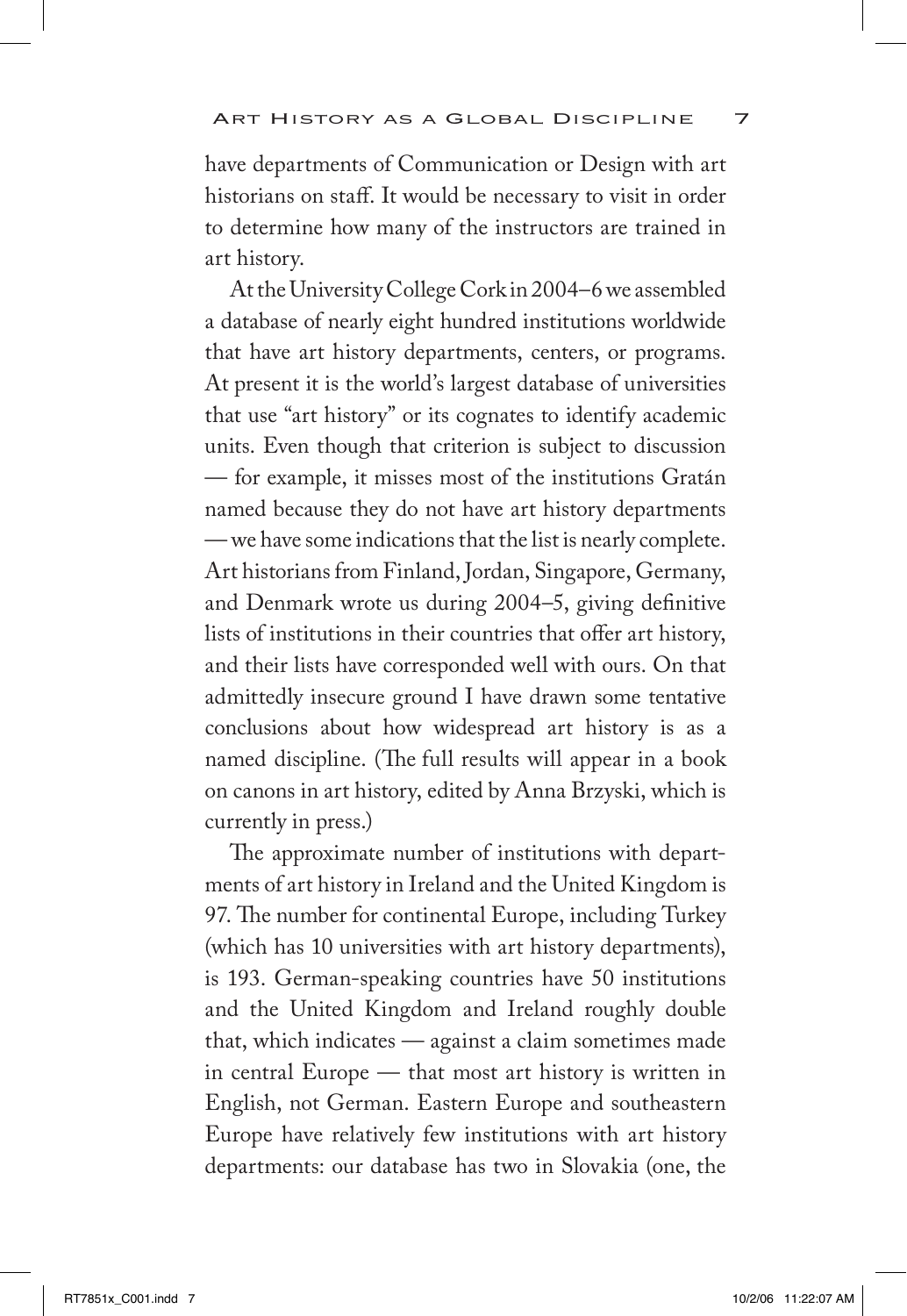have departments of Communication or Design with art historians on staff. It would be necessary to visit in order to determine how many of the instructors are trained in art history.

At the University College Cork in 2004–6 we assembled a database of nearly eight hundred institutions worldwide that have art history departments, centers, or programs. At present it is the world's largest database of universities that use "art history" or its cognates to identify academic units. Even though that criterion is subject to discussion — for example, it misses most of the institutions Gratán named because they do not have art history departments — we have some indications that the list is nearly complete. Art historians from Finland, Jordan, Singapore, Germany, and Denmark wrote us during 2004–5, giving definitive lists of institutions in their countries that offer art history, and their lists have corresponded well with ours. On that admittedly insecure ground I have drawn some tentative conclusions about how widespread art history is as a named discipline. (The full results will appear in a book on canons in art history, edited by Anna Brzyski, which is currently in press.)

The approximate number of institutions with departments of art history in Ireland and the United Kingdom is 97. The number for continental Europe, including Turkey (which has 10 universities with art history departments), is 193. German-speaking countries have 50 institutions and the United Kingdom and Ireland roughly double that, which indicates — against a claim sometimes made in central Europe — that most art history is written in English, not German. Eastern Europe and southeastern Europe have relatively few institutions with art history departments: our database has two in Slovakia (one, the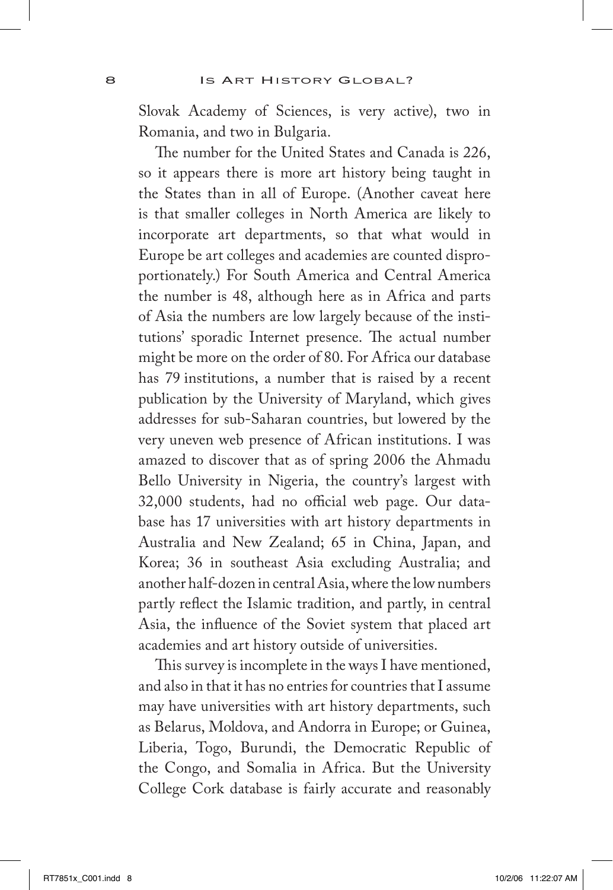Slovak Academy of Sciences, is very active), two in Romania, and two in Bulgaria.

The number for the United States and Canada is 226, so it appears there is more art history being taught in the States than in all of Europe. (Another caveat here is that smaller colleges in North America are likely to incorporate art departments, so that what would in Europe be art colleges and academies are counted disproportionately.) For South America and Central America the number is 48, although here as in Africa and parts of Asia the numbers are low largely because of the institutions' sporadic Internet presence. The actual number might be more on the order of 80. For Africa our database has 79 institutions, a number that is raised by a recent publication by the University of Maryland, which gives addresses for sub-Saharan countries, but lowered by the very uneven web presence of African institutions. I was amazed to discover that as of spring 2006 the Ahmadu Bello University in Nigeria, the country's largest with 32,000 students, had no official web page. Our database has 17 universities with art history departments in Australia and New Zealand; 65 in China, Japan, and Korea; 36 in southeast Asia excluding Australia; and another half-dozen in central Asia, where the low numbers partly reflect the Islamic tradition, and partly, in central Asia, the influence of the Soviet system that placed art academies and art history outside of universities.

This survey is incomplete in the ways I have mentioned, and also in that it has no entries for countries that I assume may have universities with art history departments, such as Belarus, Moldova, and Andorra in Europe; or Guinea, Liberia, Togo, Burundi, the Democratic Republic of the Congo, and Somalia in Africa. But the University College Cork database is fairly accurate and reasonably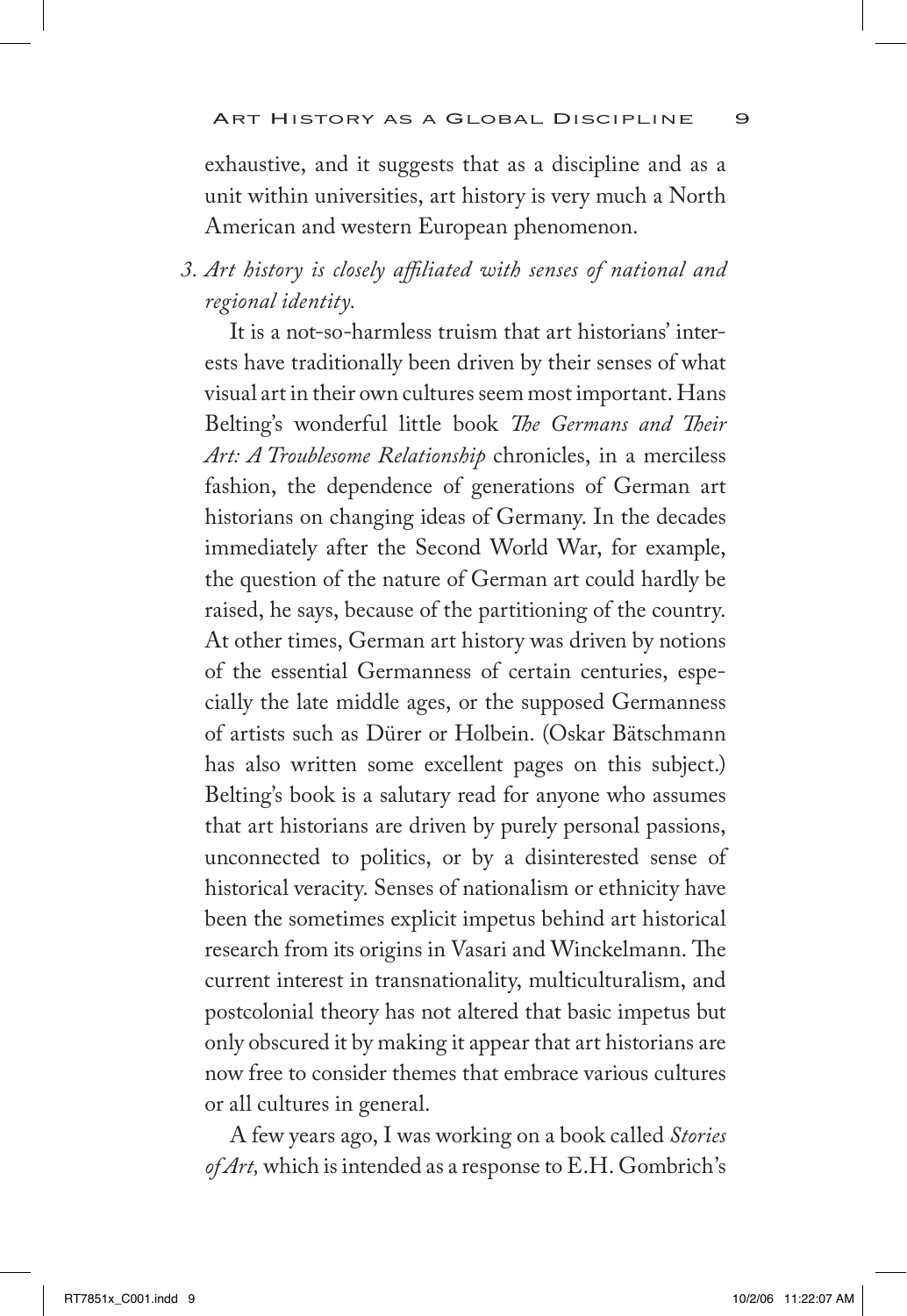exhaustive, and it suggests that as a discipline and as a unit within universities, art history is very much a North American and western European phenomenon.

*3. Art history is closely affiliated with senses of national and regional identity.*

It is a not-so-harmless truism that art historians' interests have traditionally been driven by their senses of what visual art in their own cultures seem most important. Hans Belting's wonderful little book *The Germans and Their Art: A Troublesome Relationship* chronicles, in a merciless fashion, the dependence of generations of German art historians on changing ideas of Germany. In the decades immediately after the Second World War, for example, the question of the nature of German art could hardly be raised, he says, because of the partitioning of the country. At other times, German art history was driven by notions of the essential Germanness of certain centuries, especially the late middle ages, or the supposed Germanness of artists such as Dürer or Holbein. (Oskar Bätschmann has also written some excellent pages on this subject.) Belting's book is a salutary read for anyone who assumes that art historians are driven by purely personal passions, unconnected to politics, or by a disinterested sense of historical veracity. Senses of nationalism or ethnicity have been the sometimes explicit impetus behind art historical research from its origins in Vasari and Winckelmann. The current interest in transnationality, multiculturalism, and postcolonial theory has not altered that basic impetus but only obscured it by making it appear that art historians are now free to consider themes that embrace various cultures or all cultures in general.

A few years ago, I was working on a book called *Stories of Art,* which is intended as a response to E.H. Gombrich's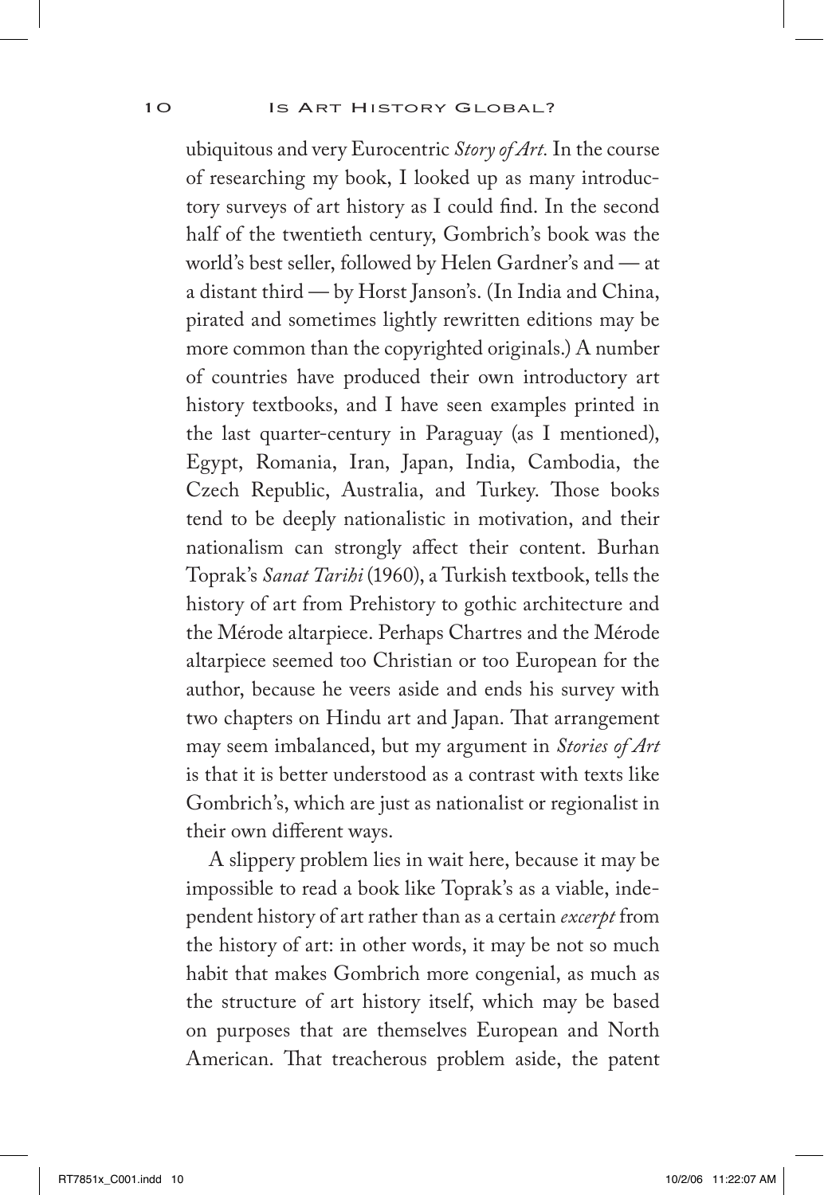ubiquitous and very Eurocentric *Story of Art.* In the course of researching my book, I looked up as many introductory surveys of art history as I could find. In the second half of the twentieth century, Gombrich's book was the world's best seller, followed by Helen Gardner's and — at a distant third — by Horst Janson's. (In India and China, pirated and sometimes lightly rewritten editions may be more common than the copyrighted originals.) A number of countries have produced their own introductory art history textbooks, and I have seen examples printed in the last quarter-century in Paraguay (as I mentioned), Egypt, Romania, Iran, Japan, India, Cambodia, the Czech Republic, Australia, and Turkey. Those books tend to be deeply nationalistic in motivation, and their nationalism can strongly affect their content. Burhan Toprak's *Sanat Tarihi* (1960), a Turkish textbook, tells the history of art from Prehistory to gothic architecture and the Mérode altarpiece. Perhaps Chartres and the Mérode altarpiece seemed too Christian or too European for the author, because he veers aside and ends his survey with two chapters on Hindu art and Japan. That arrangement may seem imbalanced, but my argument in *Stories of Art* is that it is better understood as a contrast with texts like Gombrich's, which are just as nationalist or regionalist in their own different ways.

A slippery problem lies in wait here, because it may be impossible to read a book like Toprak's as a viable, independent history of art rather than as a certain *excerpt* from the history of art: in other words, it may be not so much habit that makes Gombrich more congenial, as much as the structure of art history itself, which may be based on purposes that are themselves European and North American. That treacherous problem aside, the patent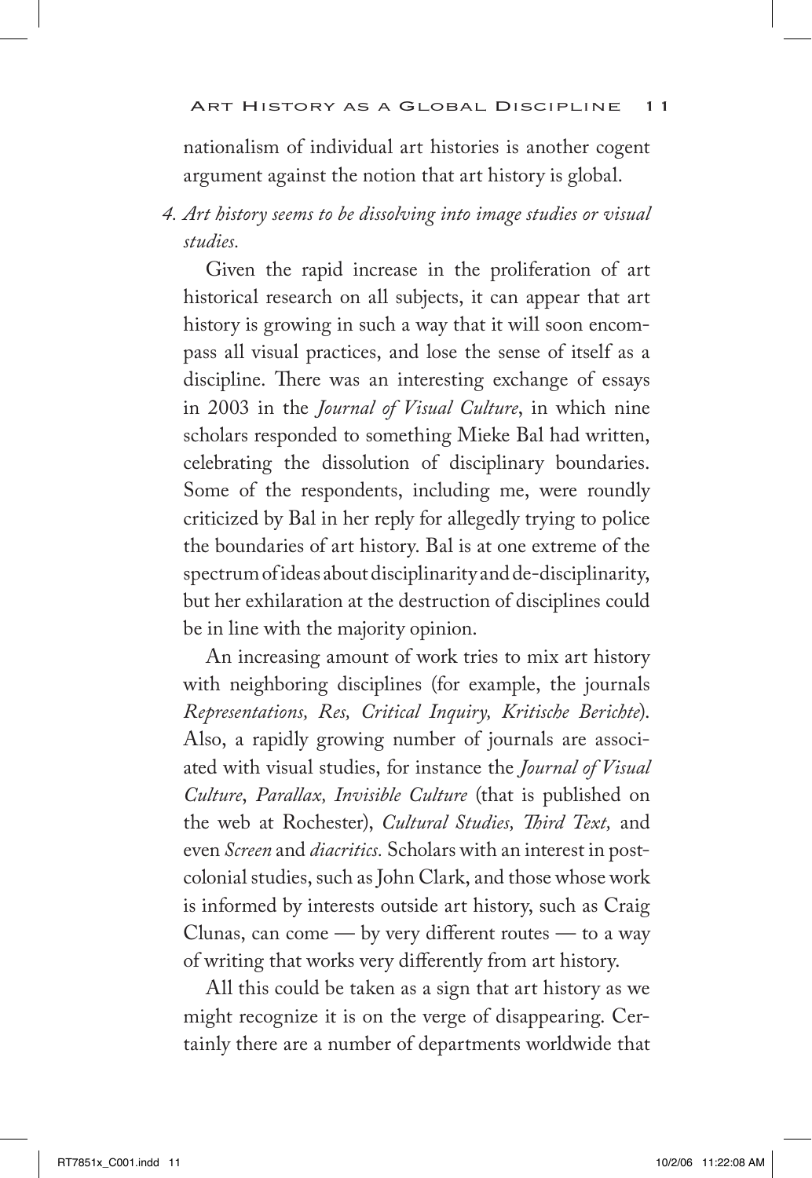nationalism of individual art histories is another cogent argument against the notion that art history is global.

4. *Art history seems to be dissolving into image studies or visual studies.*

Given the rapid increase in the proliferation of art historical research on all subjects, it can appear that art history is growing in such a way that it will soon encompass all visual practices, and lose the sense of itself as a discipline. There was an interesting exchange of essays in 2003 in the *Journal of Visual Culture*, in which nine scholars responded to something Mieke Bal had written, celebrating the dissolution of disciplinary boundaries. Some of the respondents, including me, were roundly criticized by Bal in her reply for allegedly trying to police the boundaries of art history. Bal is at one extreme of the spectrum of ideas about disciplinarity and de-disciplinarity, but her exhilaration at the destruction of disciplines could be in line with the majority opinion.

An increasing amount of work tries to mix art history with neighboring disciplines (for example, the journals *Representations, Res, Critical Inquiry, Kritische Berichte*). Also, a rapidly growing number of journals are associated with visual studies, for instance the *Journal of Visual Culture*, *Parallax, Invisible Culture* (that is published on the web at Rochester), *Cultural Studies, Third Text,* and even *Screen* and *diacritics.* Scholars with an interest in postcolonial studies, such as John Clark, and those whose work is informed by interests outside art history, such as Craig Clunas, can come — by very different routes — to a way of writing that works very differently from art history.

All this could be taken as a sign that art history as we might recognize it is on the verge of disappearing. Certainly there are a number of departments worldwide that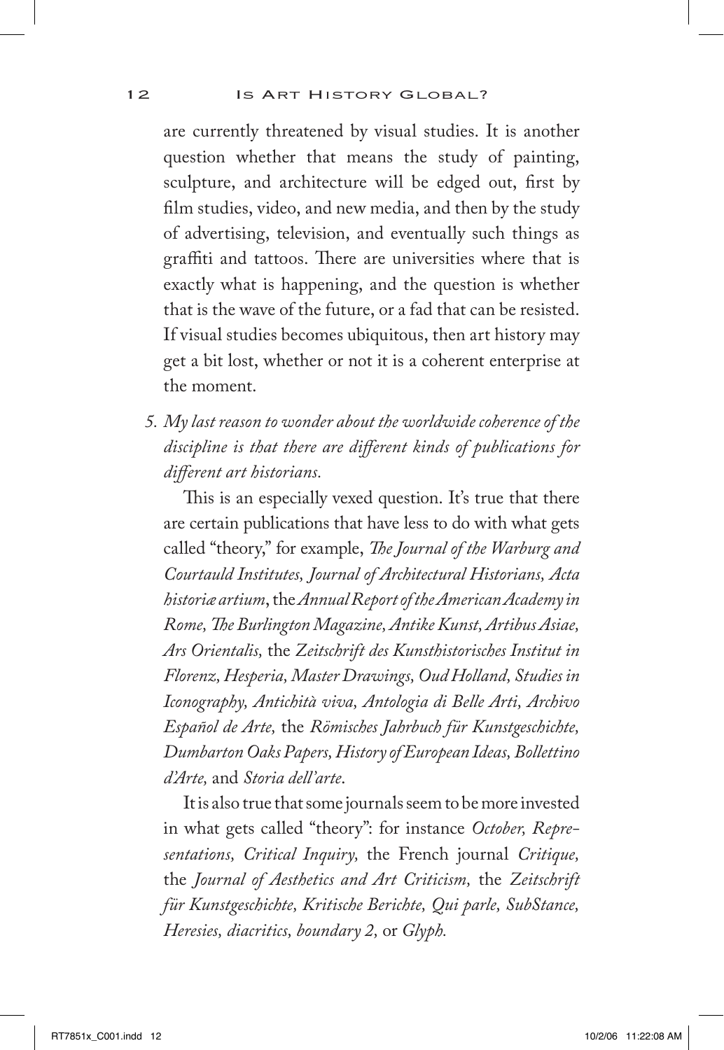are currently threatened by visual studies. It is another question whether that means the study of painting, sculpture, and architecture will be edged out, first by film studies, video, and new media, and then by the study of advertising, television, and eventually such things as graffiti and tattoos. There are universities where that is exactly what is happening, and the question is whether that is the wave of the future, or a fad that can be resisted. If visual studies becomes ubiquitous, then art history may get a bit lost, whether or not it is a coherent enterprise at the moment.

5. *My last reason to wonder about the worldwide coherence of the discipline is that there are different kinds of publications for different art historians.*

This is an especially vexed question. It's true that there are certain publications that have less to do with what gets called "theory," for example, *The Journal of the Warburg and Courtauld Institutes, Journal of Architectural Historians, Acta historiæ artium*, the *Annual Report of the American Academy in Rome, The Burlington Magazine, Antike Kunst, Artibus Asiae, Ars Orientalis,* the *Zeitschrift des Kunsthistorisches Institut in Florenz, Hesperia, Master Drawings, Oud Holland, Studies in Iconography, Antichità viva, Antologia di Belle Arti, Archivo Español de Arte,* the *Römisches Jahrbuch für Kunstgeschichte, Dumbarton Oaks Papers, History of European Ideas, Bollettino d'Arte,* and *Storia dell'arte*.

It is also true that some journals seem to be more invested in what gets called "theory": for instance *October, Representations, Critical Inquiry,* the French journal *Critique,* the *Journal of Aesthetics and Art Criticism,* the *Zeitschrift für Kunstgeschichte, Kritische Berichte, Qui parle, SubStance, Heresies, diacritics, boundary 2,* or *Glyph.*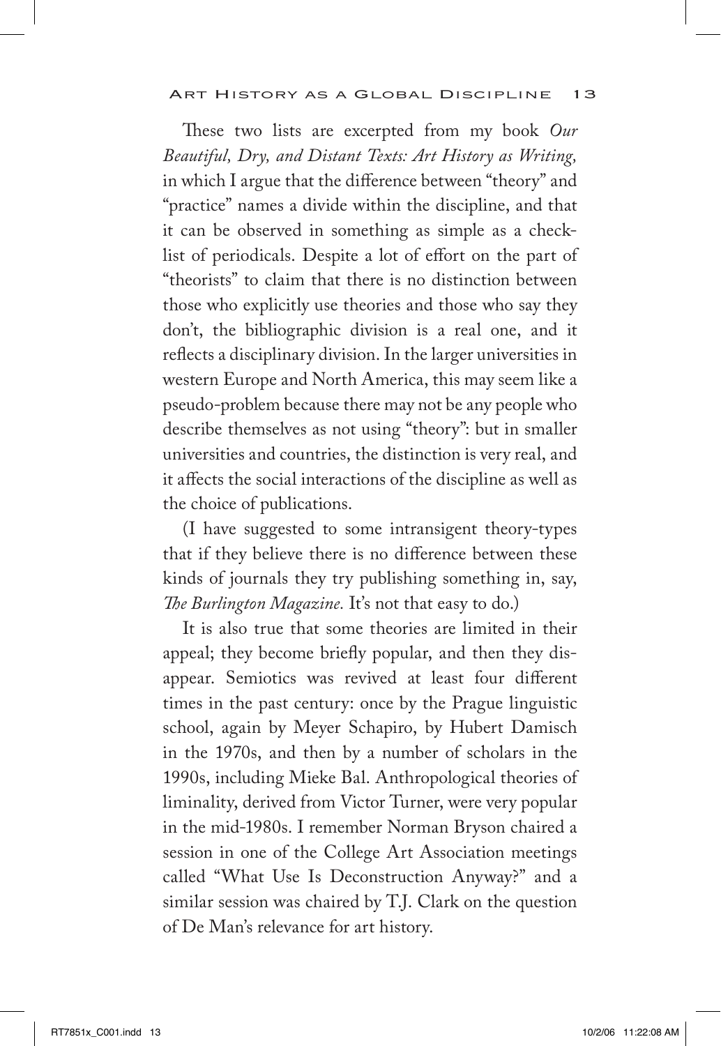These two lists are excerpted from my book *Our Beautiful, Dry, and Distant Texts: Art History as Writing,* in which I argue that the difference between "theory" and "practice" names a divide within the discipline, and that it can be observed in something as simple as a checklist of periodicals. Despite a lot of effort on the part of "theorists" to claim that there is no distinction between those who explicitly use theories and those who say they don't, the bibliographic division is a real one, and it reflects a disciplinary division. In the larger universities in western Europe and North America, this may seem like a pseudo-problem because there may not be any people who describe themselves as not using "theory": but in smaller universities and countries, the distinction is very real, and it affects the social interactions of the discipline as well as the choice of publications.

(I have suggested to some intransigent theory-types that if they believe there is no difference between these kinds of journals they try publishing something in, say, *The Burlington Magazine.* It's not that easy to do.)

It is also true that some theories are limited in their appeal; they become briefly popular, and then they disappear. Semiotics was revived at least four different times in the past century: once by the Prague linguistic school, again by Meyer Schapiro, by Hubert Damisch in the 1970s, and then by a number of scholars in the 1990s, including Mieke Bal. Anthropological theories of liminality, derived from Victor Turner, were very popular in the mid-1980s. I remember Norman Bryson chaired a session in one of the College Art Association meetings called "What Use Is Deconstruction Anyway?" and a similar session was chaired by T.J. Clark on the question of De Man's relevance for art history.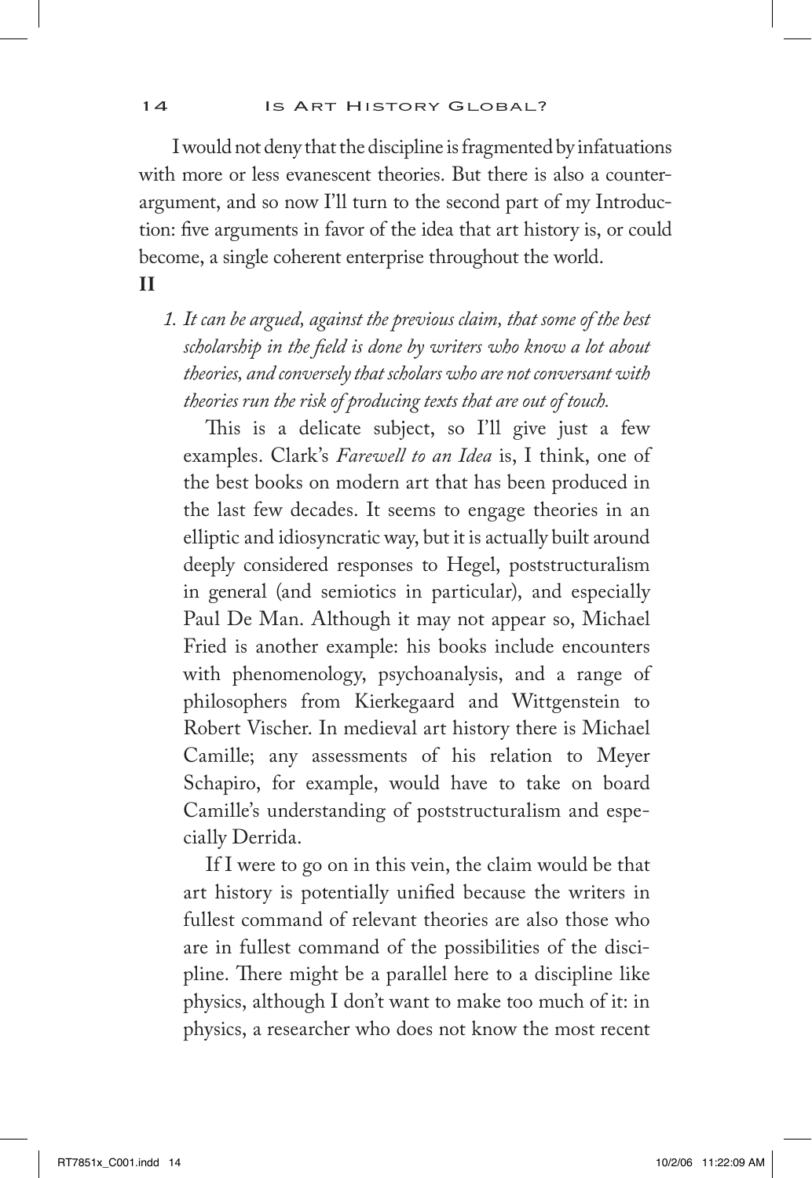I would not deny that the discipline is fragmented by infatuations with more or less evanescent theories. But there is also a counter-argument, and so now I'll turn to the second part of my Introduction: five arguments in favor of the idea that art history is, or could become, a single coherent enterprise throughout the world.

## II

1. *It can be argued, against the previous claim, that some of the best scholarship in the field is done by writers who know a lot about theories, and conversely that scholars who are not conversant with theories run the risk of producing texts that are out of touch.*

   This is a delicate subject, so I'll give just a few examples. Clark's *Farewell to an Idea* is, I think, one of the best books on modern art that has been produced in the last few decades. It seems to engage theories in an elliptic and idiosyncratic way, but it is actually built around deeply considered responses to Hegel, poststructuralism in general (and semiotics in particular), and especially Paul De Man. Although it may not appear so, Michael Fried is another example: his books include encounters with phenomenology, psychoanalysis, and a range of philosophers from Kierkegaard and Wittgenstein to Robert Vischer. In medieval art history there is Michael Camille; any assessments of his relation to Meyer Schapiro, for example, would have to take on board Camille's understanding of poststructuralism and especially Derrida.

   If I were to go on in this vein, the claim would be that art history is potentially unified because the writers in fullest command of relevant theories are also those who are in fullest command of the possibilities of the discipline. There might be a parallel here to a discipline like physics, although I don't want to make too much of it: in physics, a researcher who does not know the most recent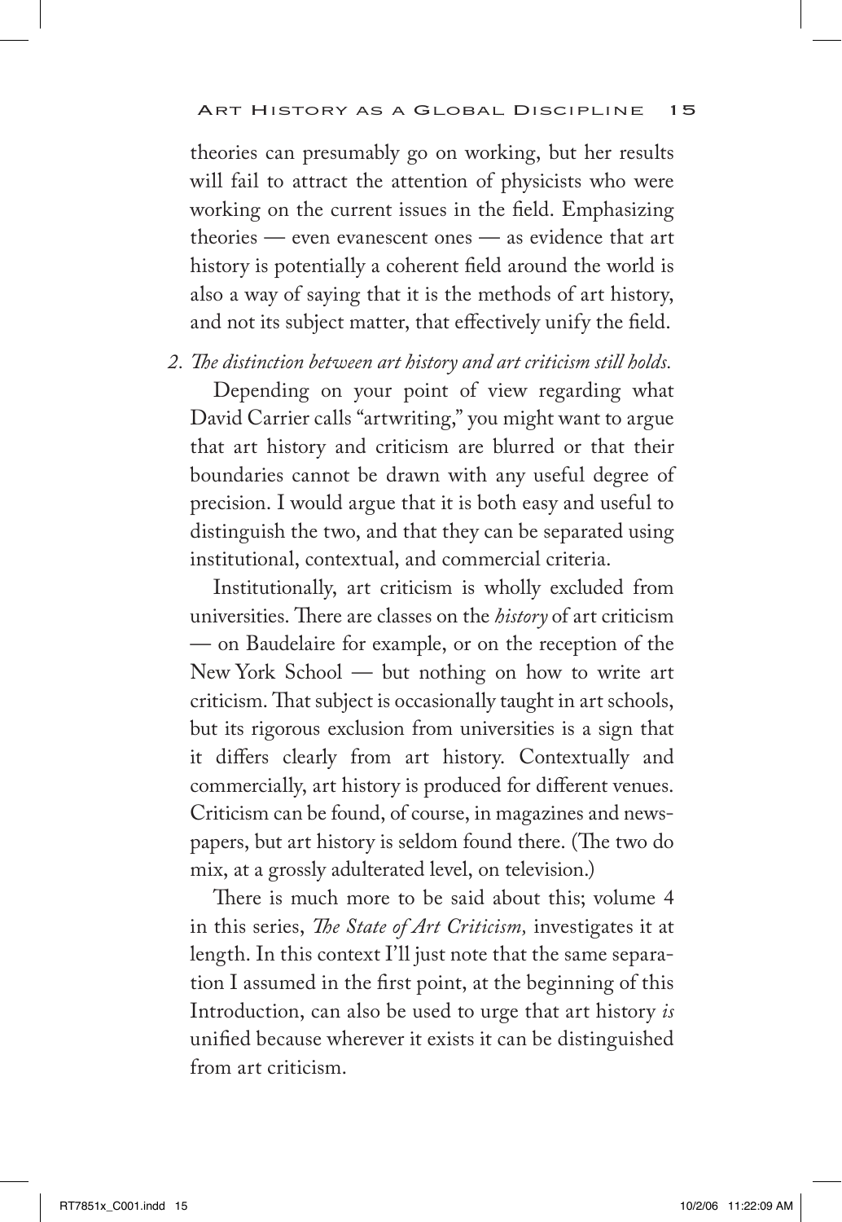theories can presumably go on working, but her results will fail to attract the attention of physicists who were working on the current issues in the field. Emphasizing theories — even evanescent ones — as evidence that art history is potentially a coherent field around the world is also a way of saying that it is the methods of art history, and not its subject matter, that effectively unify the field.

*2. The distinction between art history and art criticism still holds.*

Depending on your point of view regarding what David Carrier calls "artwriting," you might want to argue that art history and criticism are blurred or that their boundaries cannot be drawn with any useful degree of precision. I would argue that it is both easy and useful to distinguish the two, and that they can be separated using institutional, contextual, and commercial criteria.

Institutionally, art criticism is wholly excluded from universities. There are classes on the *history* of art criticism — on Baudelaire for example, or on the reception of the New York School — but nothing on how to write art criticism. That subject is occasionally taught in art schools, but its rigorous exclusion from universities is a sign that it differs clearly from art history. Contextually and commercially, art history is produced for different venues. Criticism can be found, of course, in magazines and newspapers, but art history is seldom found there. (The two do mix, at a grossly adulterated level, on television.)

There is much more to be said about this; volume 4 in this series, *The State of Art Criticism,* investigates it at length. In this context I'll just note that the same separation I assumed in the first point, at the beginning of this Introduction, can also be used to urge that art history *is* unified because wherever it exists it can be distinguished from art criticism.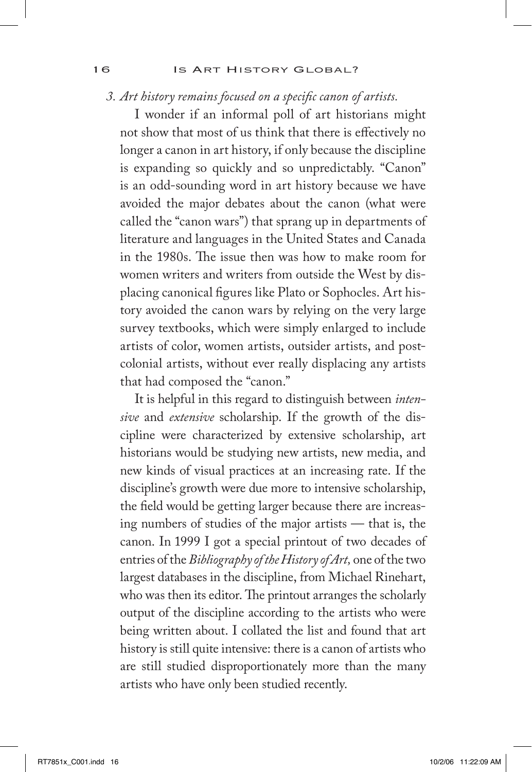*3. Art history remains focused on a specific canon of artists.*

I wonder if an informal poll of art historians might not show that most of us think that there is effectively no longer a canon in art history, if only because the discipline is expanding so quickly and so unpredictably. "Canon" is an odd-sounding word in art history because we have avoided the major debates about the canon (what were called the "canon wars") that sprang up in departments of literature and languages in the United States and Canada in the 1980s. The issue then was how to make room for women writers and writers from outside the West by displacing canonical figures like Plato or Sophocles. Art history avoided the canon wars by relying on the very large survey textbooks, which were simply enlarged to include artists of color, women artists, outsider artists, and postcolonial artists, without ever really displacing any artists that had composed the "canon."

It is helpful in this regard to distinguish between *intensive* and *extensive* scholarship. If the growth of the discipline were characterized by extensive scholarship, art historians would be studying new artists, new media, and new kinds of visual practices at an increasing rate. If the discipline's growth were due more to intensive scholarship, the field would be getting larger because there are increasing numbers of studies of the major artists — that is, the canon. In 1999 I got a special printout of two decades of entries of the *Bibliography of the History of Art,* one of the two largest databases in the discipline, from Michael Rinehart, who was then its editor. The printout arranges the scholarly output of the discipline according to the artists who were being written about. I collated the list and found that art history is still quite intensive: there is a canon of artists who are still studied disproportionately more than the many artists who have only been studied recently.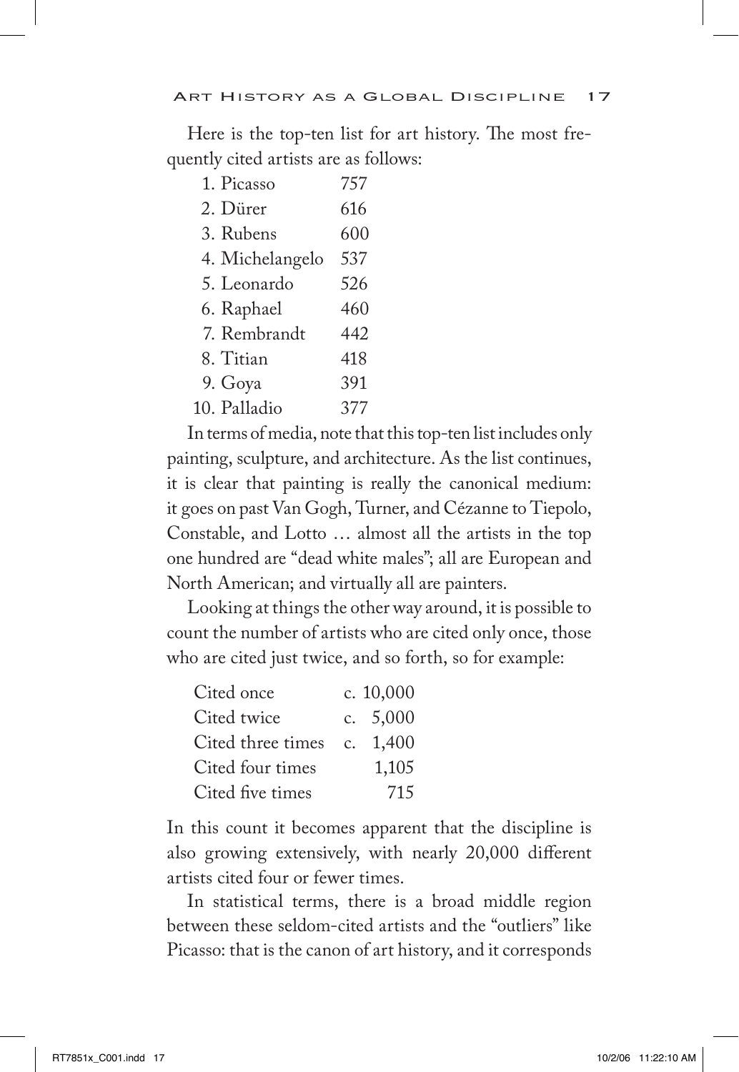Here is the top-ten list for art history. The most frequently cited artists are as follows:

| | |
|---|---|
| 1. Picasso | 757 |
| 2. Dürer | 616 |
| 3. Rubens | 600 |
| 4. Michelangelo | 537 |
| 5. Leonardo | 526 |
| 6. Raphael | 460 |
| 7. Rembrandt | 442 |
| 8. Titian | 418 |
| 9. Goya | 391 |
| 10. Palladio | 377 |

In terms of media, note that this top-ten list includes only painting, sculpture, and architecture. As the list continues, it is clear that painting is really the canonical medium: it goes on past Van Gogh, Turner, and Cézanne to Tiepolo, Constable, and Lotto … almost all the artists in the top one hundred are "dead white males"; all are European and North American; and virtually all are painters.

Looking at things the other way around, it is possible to count the number of artists who are cited only once, those who are cited just twice, and so forth, so for example:

| | |
|---|---|
| Cited once | c. 10,000 |
| Cited twice | c. 5,000 |
| Cited three times | c. 1,400 |
| Cited four times | 1,105 |
| Cited five times | 715 |

In this count it becomes apparent that the discipline is also growing extensively, with nearly 20,000 different artists cited four or fewer times.

In statistical terms, there is a broad middle region between these seldom-cited artists and the "outliers" like Picasso: that is the canon of art history, and it corresponds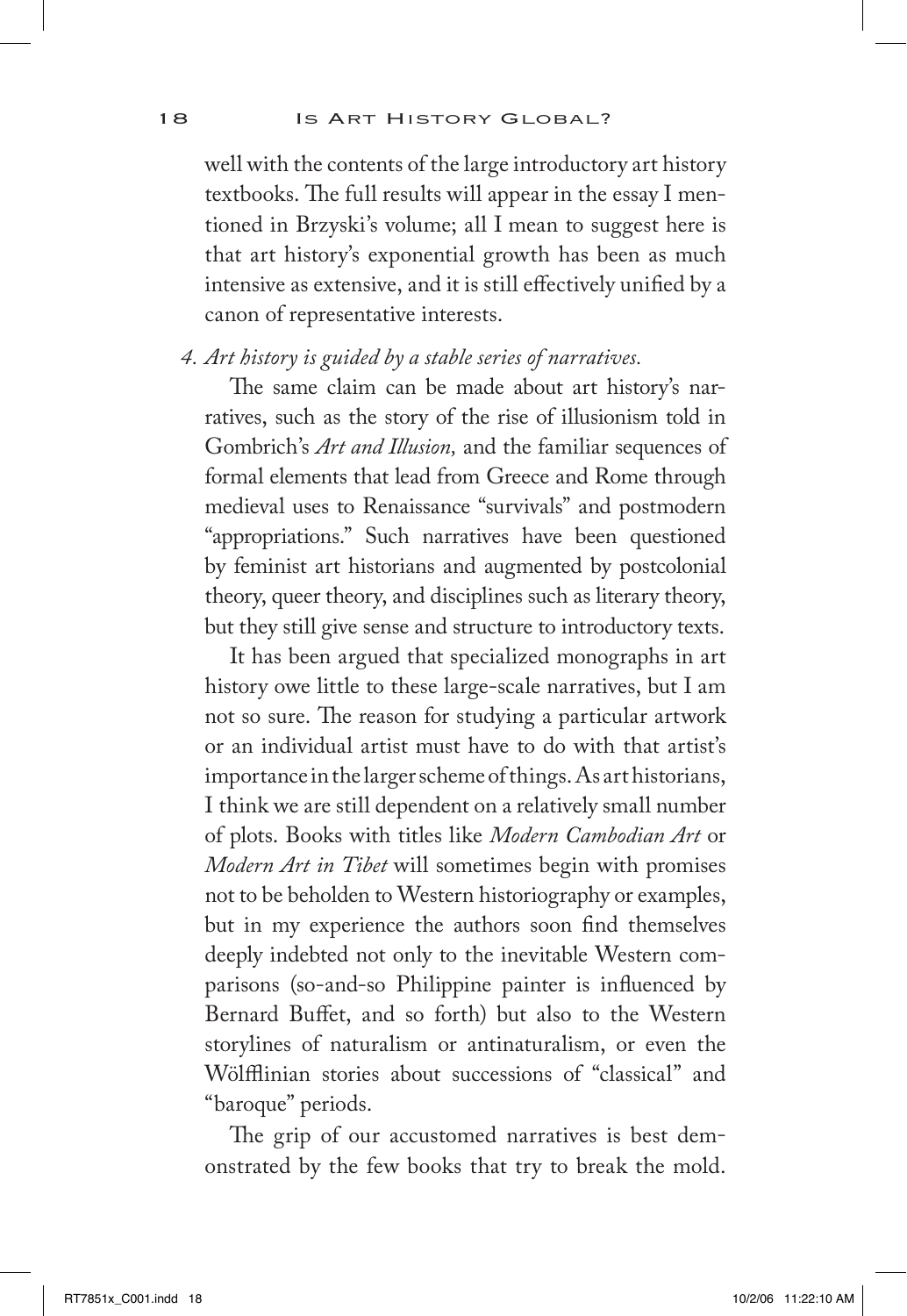well with the contents of the large introductory art history textbooks. The full results will appear in the essay I mentioned in Brzyski's volume; all I mean to suggest here is that art history's exponential growth has been as much intensive as extensive, and it is still effectively unified by a canon of representative interests.

*4. Art history is guided by a stable series of narratives.*

The same claim can be made about art history's narratives, such as the story of the rise of illusionism told in Gombrich's *Art and Illusion,* and the familiar sequences of formal elements that lead from Greece and Rome through medieval uses to Renaissance "survivals" and postmodern "appropriations." Such narratives have been questioned by feminist art historians and augmented by postcolonial theory, queer theory, and disciplines such as literary theory, but they still give sense and structure to introductory texts.

It has been argued that specialized monographs in art history owe little to these large-scale narratives, but I am not so sure. The reason for studying a particular artwork or an individual artist must have to do with that artist's importance in the larger scheme of things. As art historians, I think we are still dependent on a relatively small number of plots. Books with titles like *Modern Cambodian Art* or *Modern Art in Tibet* will sometimes begin with promises not to be beholden to Western historiography or examples, but in my experience the authors soon find themselves deeply indebted not only to the inevitable Western comparisons (so-and-so Philippine painter is influenced by Bernard Buffet, and so forth) but also to the Western storylines of naturalism or antinaturalism, or even the Wölfflinian stories about successions of "classical" and "baroque" periods.

The grip of our accustomed narratives is best demonstrated by the few books that try to break the mold.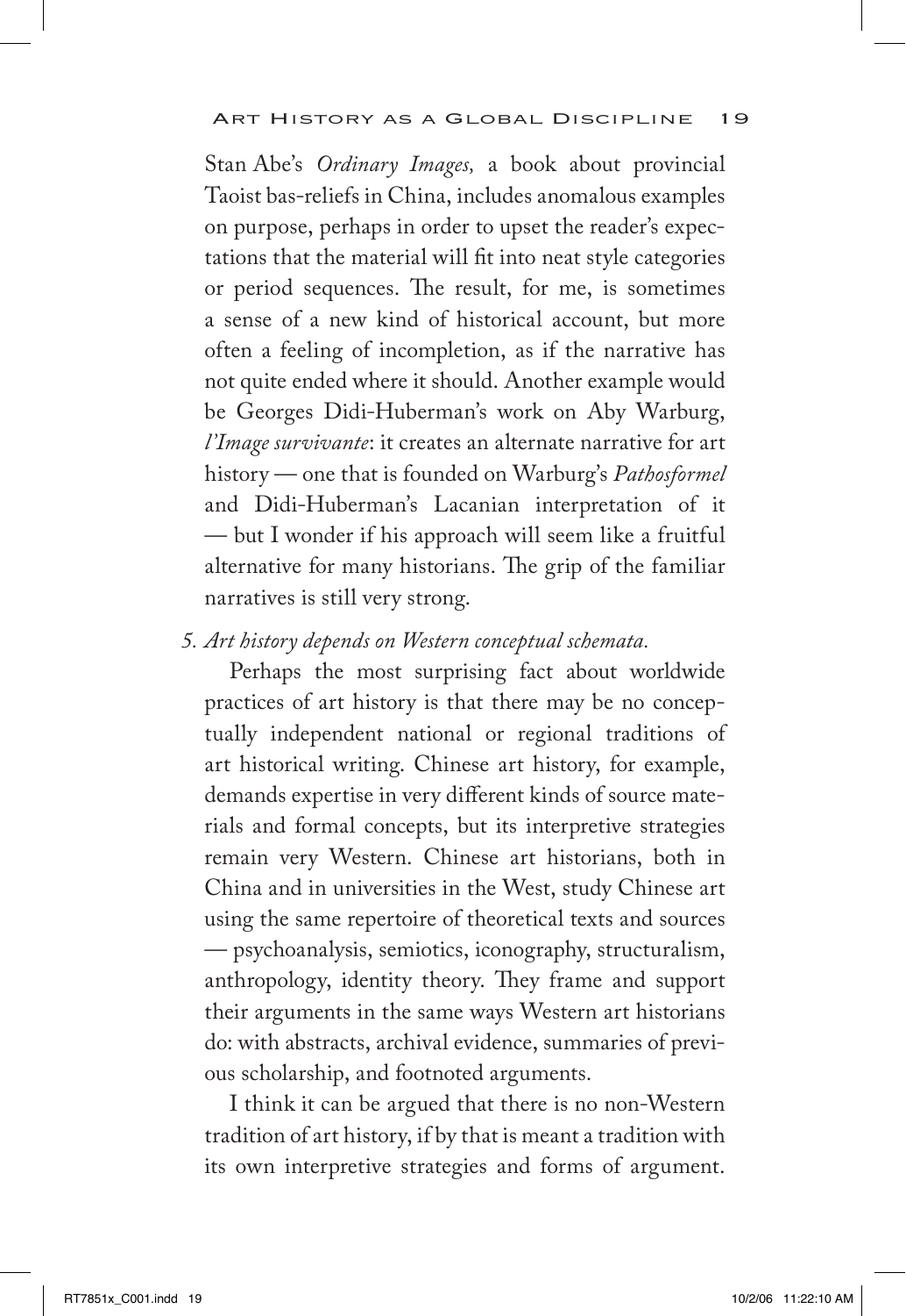Stan Abe's *Ordinary Images,* a book about provincial Taoist bas-reliefs in China, includes anomalous examples on purpose, perhaps in order to upset the reader's expectations that the material will fit into neat style categories or period sequences. The result, for me, is sometimes a sense of a new kind of historical account, but more often a feeling of incompletion, as if the narrative has not quite ended where it should. Another example would be Georges Didi-Huberman's work on Aby Warburg, *l'Image survivante*: it creates an alternate narrative for art history — one that is founded on Warburg's *Pathosformel* and Didi-Huberman's Lacanian interpretation of it — but I wonder if his approach will seem like a fruitful alternative for many historians. The grip of the familiar narratives is still very strong.

*5. Art history depends on Western conceptual schemata.*

Perhaps the most surprising fact about worldwide practices of art history is that there may be no conceptually independent national or regional traditions of art historical writing. Chinese art history, for example, demands expertise in very different kinds of source materials and formal concepts, but its interpretive strategies remain very Western. Chinese art historians, both in China and in universities in the West, study Chinese art using the same repertoire of theoretical texts and sources — psychoanalysis, semiotics, iconography, structuralism, anthropology, identity theory. They frame and support their arguments in the same ways Western art historians do: with abstracts, archival evidence, summaries of previous scholarship, and footnoted arguments.

I think it can be argued that there is no non-Western tradition of art history, if by that is meant a tradition with its own interpretive strategies and forms of argument.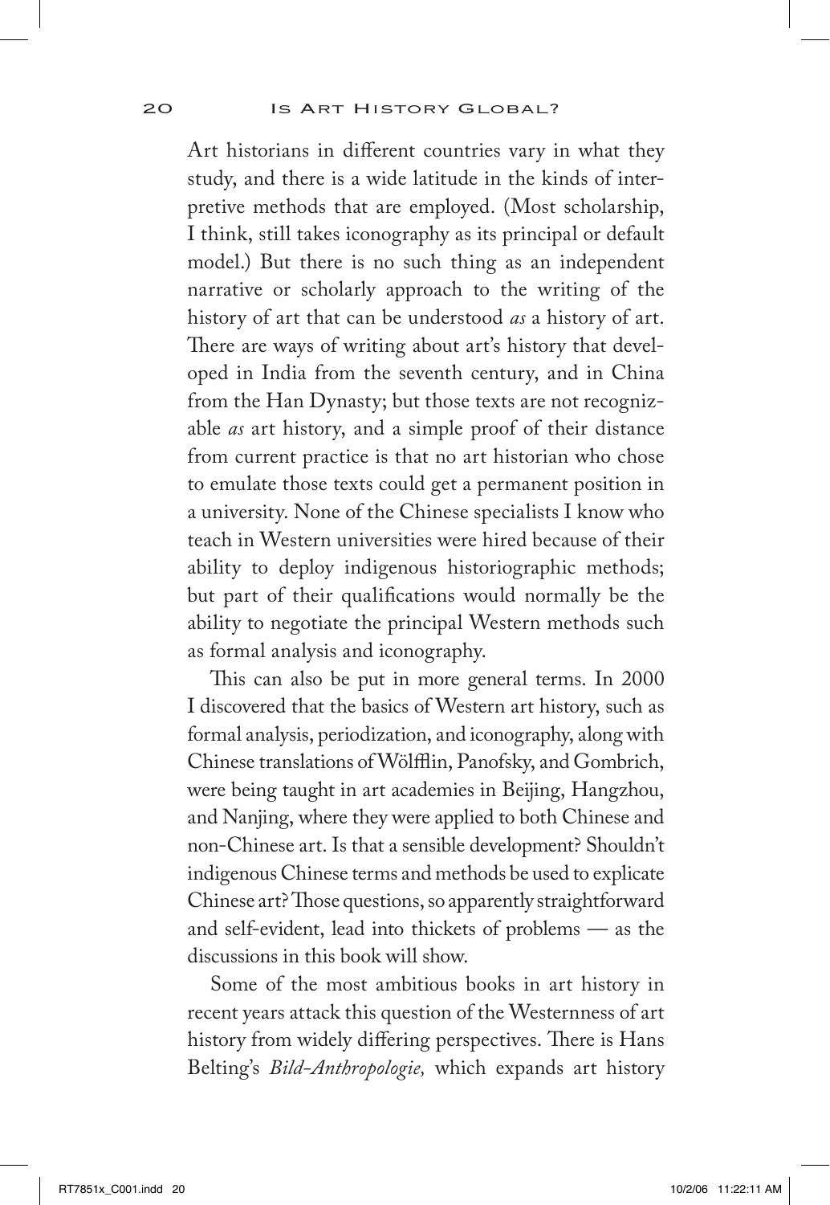Art historians in different countries vary in what they study, and there is a wide latitude in the kinds of interpretive methods that are employed. (Most scholarship, I think, still takes iconography as its principal or default model.) But there is no such thing as an independent narrative or scholarly approach to the writing of the history of art that can be understood *as* a history of art. There are ways of writing about art's history that developed in India from the seventh century, and in China from the Han Dynasty; but those texts are not recognizable *as* art history, and a simple proof of their distance from current practice is that no art historian who chose to emulate those texts could get a permanent position in a university. None of the Chinese specialists I know who teach in Western universities were hired because of their ability to deploy indigenous historiographic methods; but part of their qualifications would normally be the ability to negotiate the principal Western methods such as formal analysis and iconography.

This can also be put in more general terms. In 2000 I discovered that the basics of Western art history, such as formal analysis, periodization, and iconography, along with Chinese translations of Wölfflin, Panofsky, and Gombrich, were being taught in art academies in Beijing, Hangzhou, and Nanjing, where they were applied to both Chinese and non-Chinese art. Is that a sensible development? Shouldn't indigenous Chinese terms and methods be used to explicate Chinese art? Those questions, so apparently straightforward and self-evident, lead into thickets of problems — as the discussions in this book will show.

Some of the most ambitious books in art history in recent years attack this question of the Westernness of art history from widely differing perspectives. There is Hans Belting's *Bild-Anthropologie,* which expands art history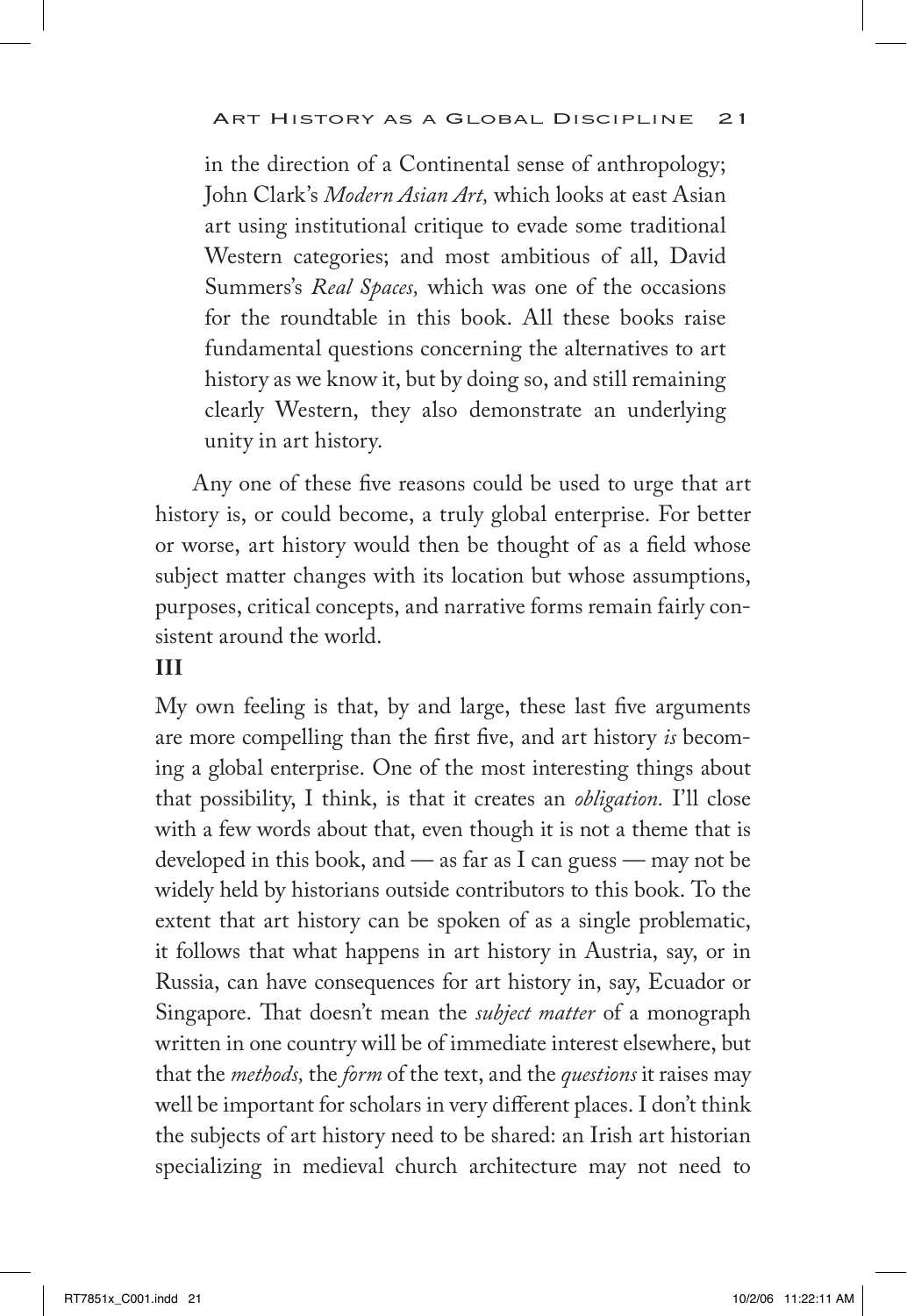in the direction of a Continental sense of anthropology; John Clark's *Modern Asian Art,* which looks at east Asian art using institutional critique to evade some traditional Western categories; and most ambitious of all, David Summers's *Real Spaces,* which was one of the occasions for the roundtable in this book. All these books raise fundamental questions concerning the alternatives to art history as we know it, but by doing so, and still remaining clearly Western, they also demonstrate an underlying unity in art history.

Any one of these five reasons could be used to urge that art history is, or could become, a truly global enterprise. For better or worse, art history would then be thought of as a field whose subject matter changes with its location but whose assumptions, purposes, critical concepts, and narrative forms remain fairly consistent around the world.

## III

My own feeling is that, by and large, these last five arguments are more compelling than the first five, and art history *is* becoming a global enterprise. One of the most interesting things about that possibility, I think, is that it creates an *obligation.* I'll close with a few words about that, even though it is not a theme that is developed in this book, and — as far as I can guess — may not be widely held by historians outside contributors to this book. To the extent that art history can be spoken of as a single problematic, it follows that what happens in art history in Austria, say, or in Russia, can have consequences for art history in, say, Ecuador or Singapore. That doesn't mean the *subject matter* of a monograph written in one country will be of immediate interest elsewhere, but that the *methods,* the *form* of the text, and the *questions* it raises may well be important for scholars in very different places. I don't think the subjects of art history need to be shared: an Irish art historian specializing in medieval church architecture may not need to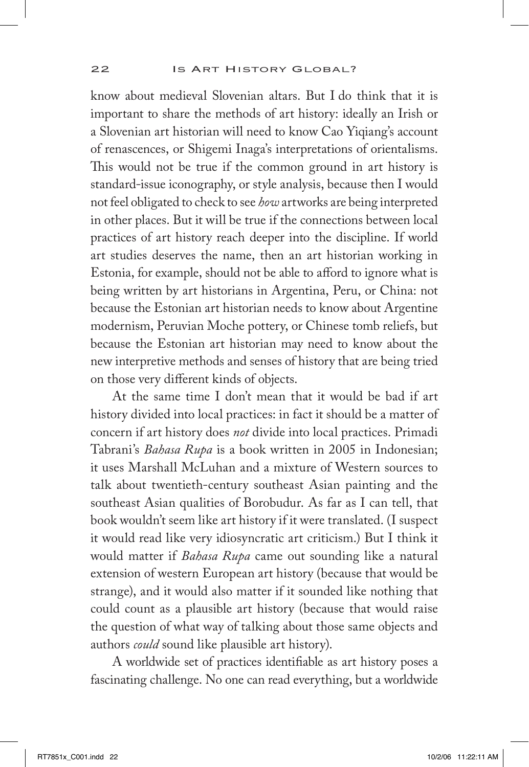know about medieval Slovenian altars. But I do think that it is important to share the methods of art history: ideally an Irish or a Slovenian art historian will need to know Cao Yiqiang's account of renascences, or Shigemi Inaga's interpretations of orientalisms. This would not be true if the common ground in art history is standard-issue iconography, or style analysis, because then I would not feel obligated to check to see *how* artworks are being interpreted in other places. But it will be true if the connections between local practices of art history reach deeper into the discipline. If world art studies deserves the name, then an art historian working in Estonia, for example, should not be able to afford to ignore what is being written by art historians in Argentina, Peru, or China: not because the Estonian art historian needs to know about Argentine modernism, Peruvian Moche pottery, or Chinese tomb reliefs, but because the Estonian art historian may need to know about the new interpretive methods and senses of history that are being tried on those very different kinds of objects.

At the same time I don't mean that it would be bad if art history divided into local practices: in fact it should be a matter of concern if art history does *not* divide into local practices. Primadi Tabrani's *Bahasa Rupa* is a book written in 2005 in Indonesian; it uses Marshall McLuhan and a mixture of Western sources to talk about twentieth-century southeast Asian painting and the southeast Asian qualities of Borobudur. As far as I can tell, that book wouldn't seem like art history if it were translated. (I suspect it would read like very idiosyncratic art criticism.) But I think it would matter if *Bahasa Rupa* came out sounding like a natural extension of western European art history (because that would be strange), and it would also matter if it sounded like nothing that could count as a plausible art history (because that would raise the question of what way of talking about those same objects and authors *could* sound like plausible art history).

A worldwide set of practices identifiable as art history poses a fascinating challenge. No one can read everything, but a worldwide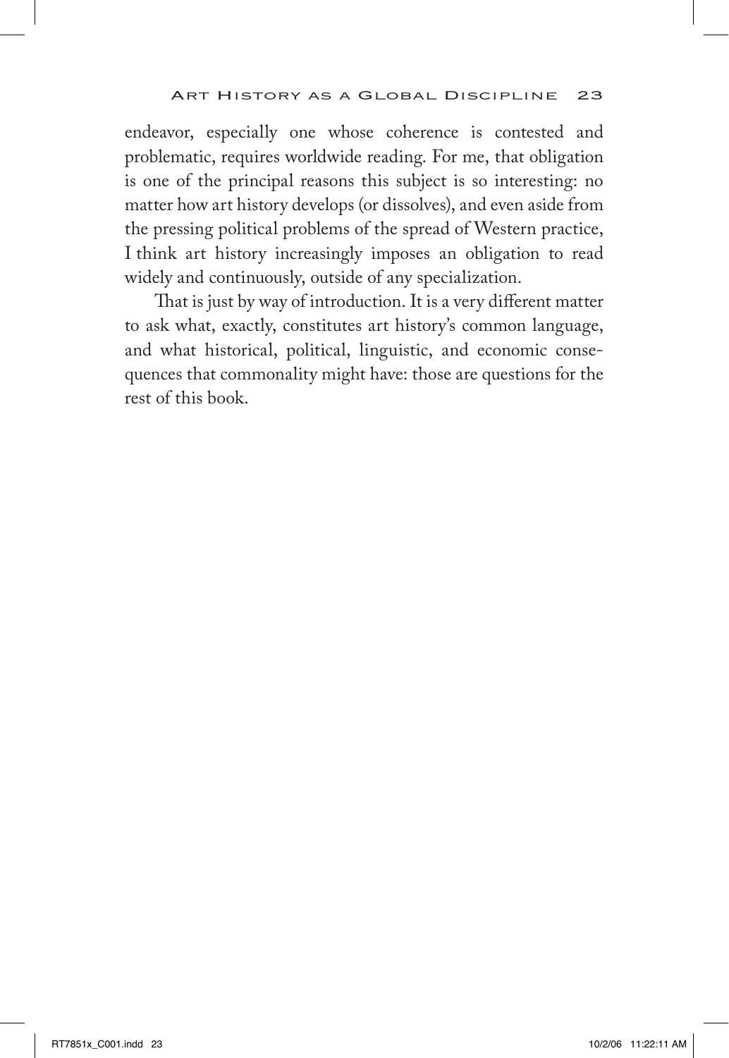endeavor, especially one whose coherence is contested and problematic, requires worldwide reading. For me, that obligation is one of the principal reasons this subject is so interesting: no matter how art history develops (or dissolves), and even aside from the pressing political problems of the spread of Western practice, I think art history increasingly imposes an obligation to read widely and continuously, outside of any specialization.

That is just by way of introduction. It is a very different matter to ask what, exactly, constitutes art history's common language, and what historical, political, linguistic, and economic consequences that commonality might have: those are questions for the rest of this book.